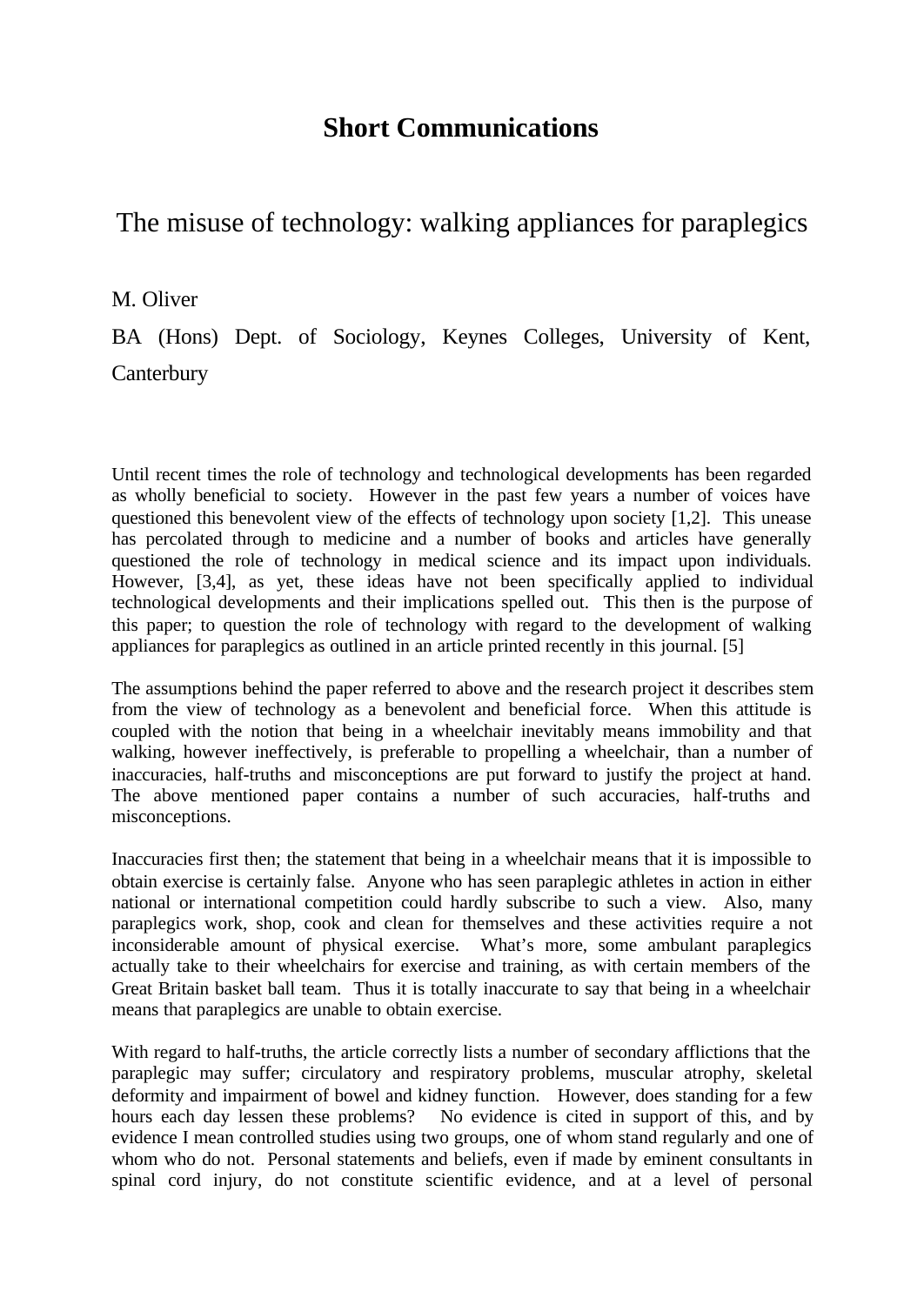# Short Communications

## The misuse of technology: walking appliances for paraplegics

M. Oliver

BA (Hons) Dept. of Sociology, Keynes Colleges, University of Kent, Canterbury

Until recent times the role of technology and technological developments has been regarded as wholly beneficial to society. However in the past few years a number of voices have questioned this benevolent view of the effects of technology upon society [1,2]. This unease has percolated through to medicine and a number of books and articles have generally questioned the role of technology in medical science and its impact upon individuals. However, [3,4], as yet, these ideas have not been specifically applied to individual technological developments and their implications spelled out. This then is the purpose of this paper; to question the role of technology with regard to the development of walking appliances for paraplegics as outlined in an article printed recently in this journal. [5]

The assumptions behind the paper referred to above and the research project it describes stem from the view of technology as a benevolent and beneficial force. When this attitude is coupled with the notion that being in a wheelchair inevitably means immobility and that walking, however ineffectively, is preferable to propelling a wheelchair, than a number of inaccuracies, half-truths and misconceptions are put forward to justify the project at hand. The above mentioned paper contains a number of such accuracies, half-truths and misconceptions.

Inaccuracies first then; the statement that being in a wheelchair means that it is impossible to obtain exercise is certainly false. Anyone who has seen paraplegic athletes in action in either national or international competition could hardly subscribe to such a view. Also, many paraplegics work, shop, cook and clean for themselves and these activities require a not inconsiderable amount of physical exercise. What's more, some ambulant paraplegics actually take to their wheelchairs for exercise and training, as with certain members of the Great Britain basket ball team. Thus it is totally inaccurate to say that being in a wheelchair means that paraplegics are unable to obtain exercise.

With regard to half-truths, the article correctly lists a number of secondary afflictions that the paraplegic may suffer; circulatory and respiratory problems, muscular atrophy, skeletal deformity and impairment of bowel and kidney function. However, does standing for a few hours each day lessen these problems? No evidence is cited in support of this, and by evidence I mean controlled studies using two groups, one of whom stand regularly and one of whom who do not. Personal statements and beliefs, even if made by eminent consultants in spinal cord injury, do not constitute scientific evidence, and at a level of personal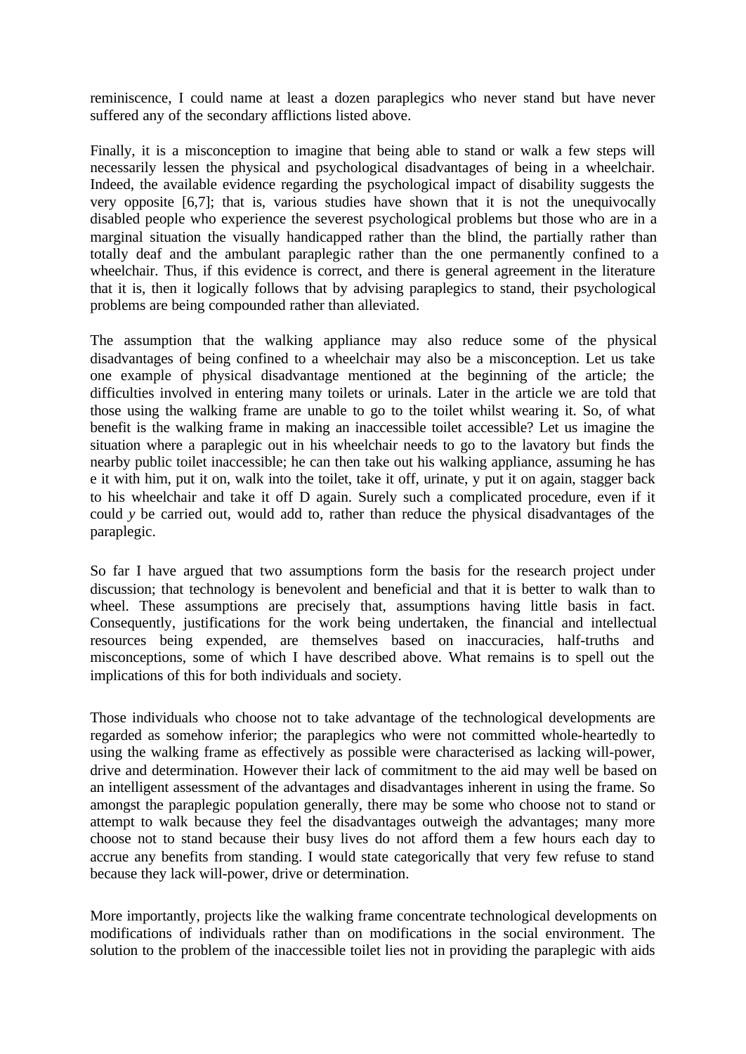reminiscence, I could name at least a dozen paraplegics who never stand but have never suffered any of the secondary afflictions listed above.

Finally, it is a misconception to imagine that being able to stand or walk a few steps will necessarily lessen the physical and psychological disadvantages of being in a wheelchair. Indeed, the available evidence regarding the psychological impact of disability suggests the very opposite [6,7]; that is, various studies have shown that it is not the unequivocally disabled people who experience the severest psychological problems but those who are in a marginal situation the visually handicapped rather than the blind, the partially rather than totally deaf and the ambulant paraplegic rather than the one permanently confined to a wheelchair. Thus, if this evidence is correct, and there is general agreement in the literature that it is, then it logically follows that by advising paraplegics to stand, their psychological problems are being compounded rather than alleviated.

The assumption that the walking appliance may also reduce some of the physical disadvantages of being confined to a wheelchair may also be a misconception. Let us take one example of physical disadvantage mentioned at the beginning of the article; the difficulties involved in entering many toilets or urinals. Later in the article we are told that those using the walking frame are unable to go to the toilet whilst wearing it. So, of what benefit is the walking frame in making an inaccessible toilet accessible? Let us imagine the situation where a paraplegic out in his wheelchair needs to go to the lavatory but finds the nearby public toilet inaccessible; he can then take out his walking appliance, assuming he has e it with him, put it on, walk into the toilet, take it off, urinate, y put it on again, stagger back to his wheelchair and take it off D again. Surely such a complicated procedure, even if it could *y* be carried out, would add to, rather than reduce the physical disadvantages of the paraplegic.

So far I have argued that two assumptions form the basis for the research project under discussion; that technology is benevolent and beneficial and that it is better to walk than to wheel. These assumptions are precisely that, assumptions having little basis in fact. Consequently, justifications for the work being undertaken, the financial and intellectual resources being expended, are themselves based on inaccuracies, half-truths and misconceptions, some of which I have described above. What remains is to spell out the implications of this for both individuals and society.

Those individuals who choose not to take advantage of the technological developments are regarded as somehow inferior; the paraplegics who were not committed whole-heartedly to using the walking frame as effectively as possible were characterised as lacking will-power, drive and determination. However their lack of commitment to the aid may well be based on an intelligent assessment of the advantages and disadvantages inherent in using the frame. So amongst the paraplegic population generally, there may be some who choose not to stand or attempt to walk because they feel the disadvantages outweigh the advantages; many more choose not to stand because their busy lives do not afford them a few hours each day to accrue any benefits from standing. I would state categorically that very few refuse to stand because they lack will-power, drive or determination.

More importantly, projects like the walking frame concentrate technological developments on modifications of individuals rather than on modifications in the social environment. The solution to the problem of the inaccessible toilet lies not in providing the paraplegic with aids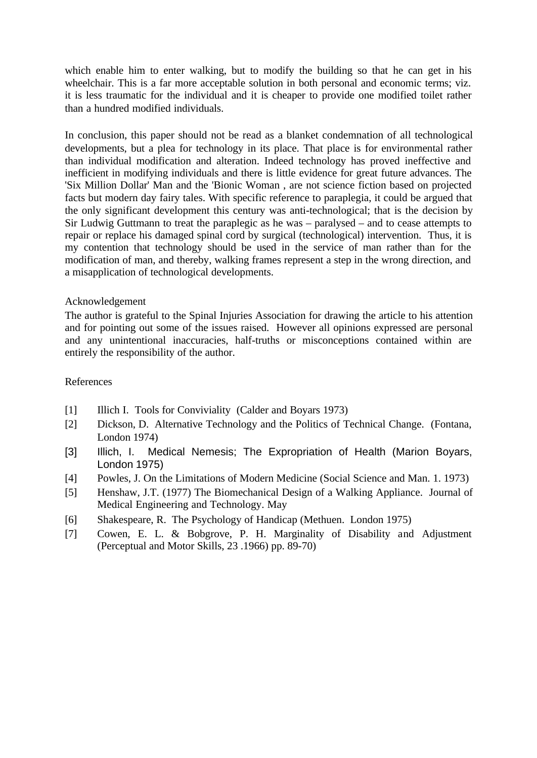which enable him to enter walking, but to modify the building so that he can get in his wheelchair. This is a far more acceptable solution in both personal and economic terms; viz. it is less traumatic for the individual and it is cheaper to provide one modified toilet rather than a hundred modified individuals.

In conclusion, this paper should not be read as a blanket condemnation of all technological developments, but a plea for technology in its place. That place is for environmental rather than individual modification and alteration. Indeed technology has proved ineffective and inefficient in modifying individuals and there is little evidence for great future advances. The 'Six Million Dollar' Man and the 'Bionic Woman , are not science fiction based on projected facts but modern day fairy tales. With specific reference to paraplegia, it could be argued that the only significant development this century was anti-technological; that is the decision by Sir Ludwig Guttmann to treat the paraplegic as he was – paralysed – and to cease attempts to repair or replace his damaged spinal cord by surgical (technological) intervention. Thus, it is my contention that technology should be used in the service of man rather than for the modification of man, and thereby, walking frames represent a step in the wrong direction, and a misapplication of technological developments.

Acknowledgement

The author is grateful to the Spinal Injuries Association for drawing the article to his attention and for pointing out some of the issues raised. However all opinions expressed are personal and any unintentional inaccuracies, half-truths or misconceptions contained within are entirely the responsibility of the author.

References

[1] Illich I. Tools for Conviviality (Calder and Boyars 1973)

[2] Dickson, D. Alternative Technology and the Politics of Technical Change. (Fontana, London 1974)

[3] Illich, I. Medical Nemesis; The Expropriation of Health (Marion Boyars, London 1975)

[4] Powles, J. On the Limitations of Modern Medicine (Social Science and Man. 1. 1973)

[5] Henshaw, J.T. (1977) The Biomechanical Design of a Walking Appliance. Journal of Medical Engineering and Technology. May

[6] Shakespeare, R. The Psychology of Handicap (Methuen. London 1975)

[7] Cowen, E. L. & Bobgrove, P. H. Marginality of Disability and Adjustment (Perceptual and Motor Skills, 23 .1966) pp. 89-70)